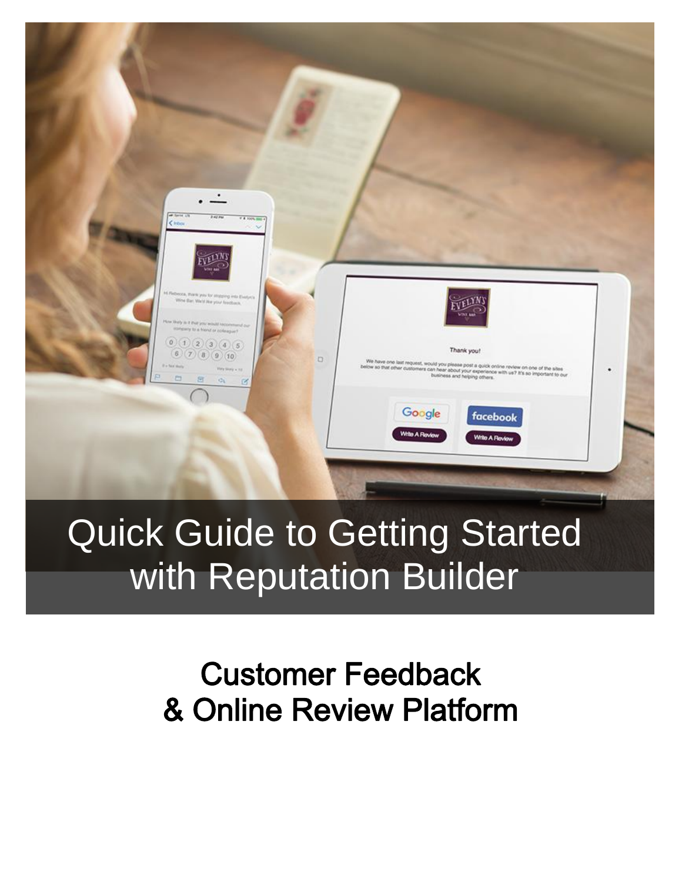# Quick Guide to Getting Started with Reputation Builder

## Customer Feedback & Online Review Platform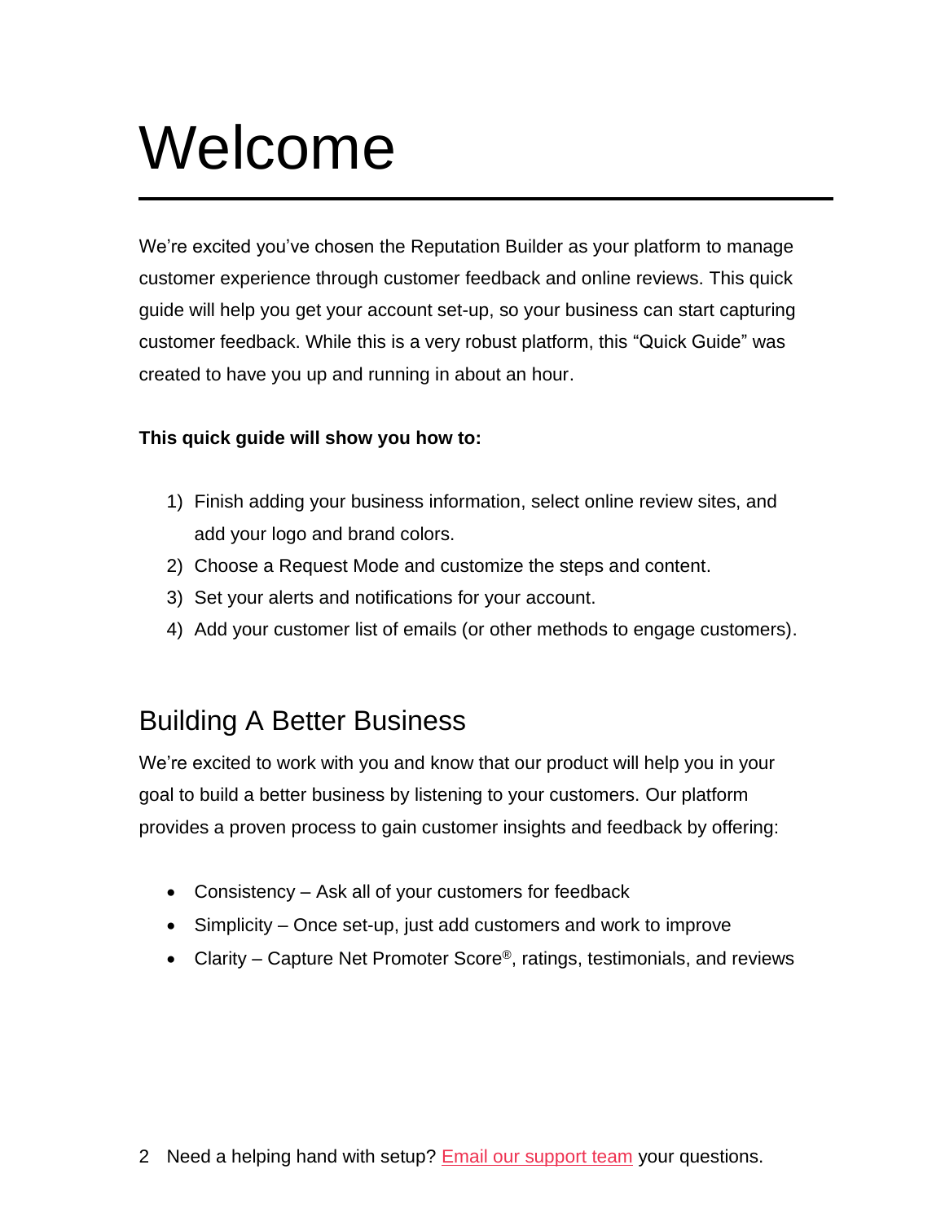# Welcome

We're excited you've chosen the Reputation Builder as your platform to manage customer experience through customer feedback and online reviews. This quick guide will help you get your account set-up, so your business can start capturing customer feedback. While this is a very robust platform, this "Quick Guide" was created to have you up and running in about an hour.

**This quick guide will show you how to:**

1) Finish adding your business information, select online review sites, and add your logo and brand colors.
2) Choose a Request Mode and customize the steps and content.
3) Set your alerts and notifications for your account.
4) Add your customer list of emails (or other methods to engage customers).

## Building A Better Business

We're excited to work with you and know that our product will help you in your goal to build a better business by listening to your customers. Our platform provides a proven process to gain customer insights and feedback by offering:

- Consistency – Ask all of your customers for feedback
- Simplicity – Once set-up, just add customers and work to improve
- Clarity – Capture Net Promoter Score®, ratings, testimonials, and reviews

Need a helping hand with setup? Email our support team your questions.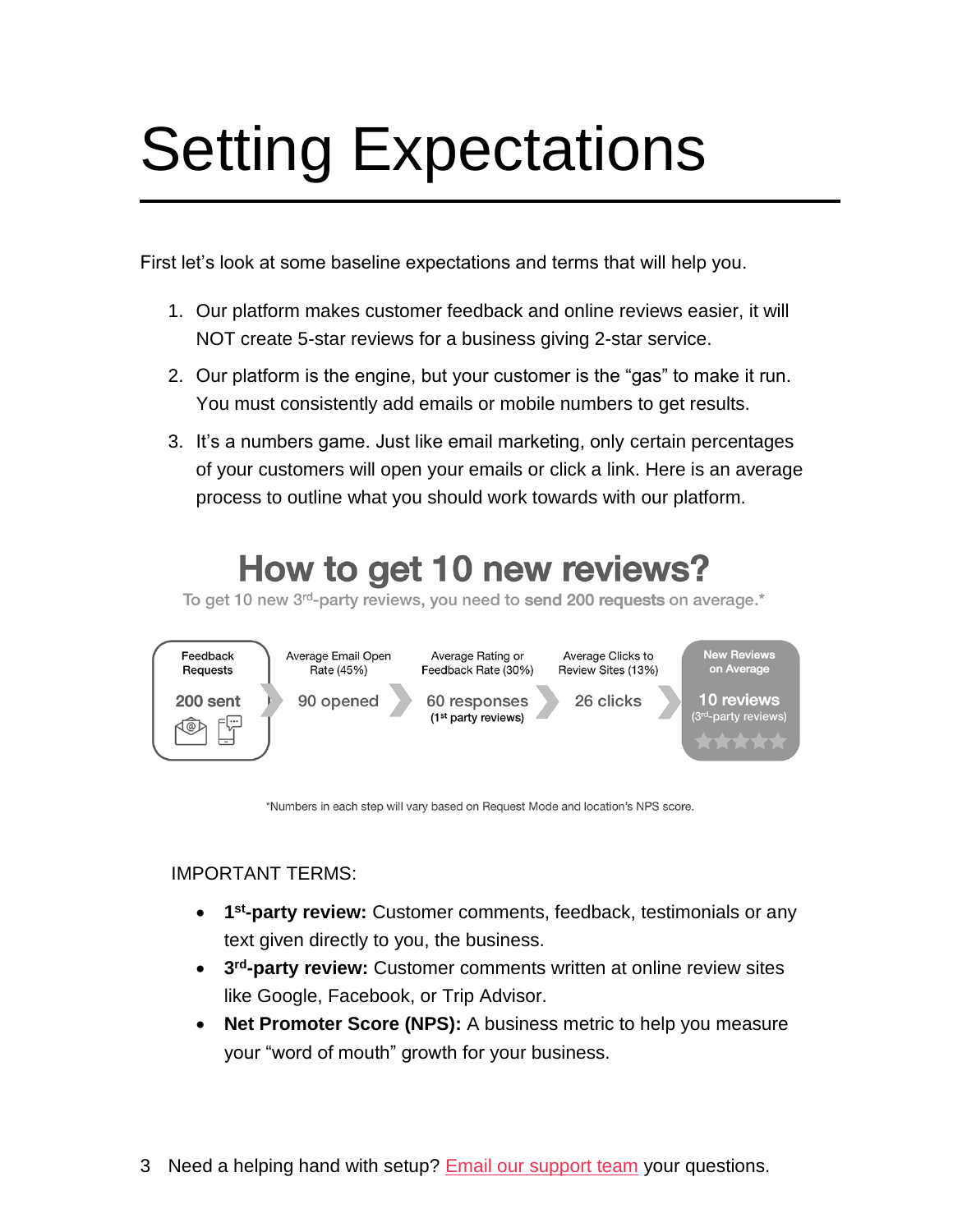# Setting Expectations

First let's look at some baseline expectations and terms that will help you.

1. Our platform makes customer feedback and online reviews easier, it will NOT create 5-star reviews for a business giving 2-star service.
2. Our platform is the engine, but your customer is the "gas" to make it run. You must consistently add emails or mobile numbers to get results.
3. It's a numbers game. Just like email marketing, only certain percentages of your customers will open your emails or click a link. Here is an average process to outline what you should work towards with our platform.

## How to get 10 new reviews?

To get 10 new 3rd-party reviews, you need to **send 200 requests** on average.*

Feedback Requests
200 sent

Average Email Open Rate (45%)
90 opened

Average Rating or Feedback Rate (30%)
60 responses
(1st party reviews)

Average Clicks to Review Sites (13%)
26 clicks

New Reviews on Average
10 reviews
(3rd-party reviews)

*Numbers in each step will vary based on Request Mode and location's NPS score.

IMPORTANT TERMS:

- **1st-party review:** Customer comments, feedback, testimonials or any text given directly to you, the business.
- **3rd-party review:** Customer comments written at online review sites like Google, Facebook, or Trip Advisor.
- **Net Promoter Score (NPS):** A business metric to help you measure your "word of mouth" growth for your business.

Need a helping hand with setup? Email our support team your questions.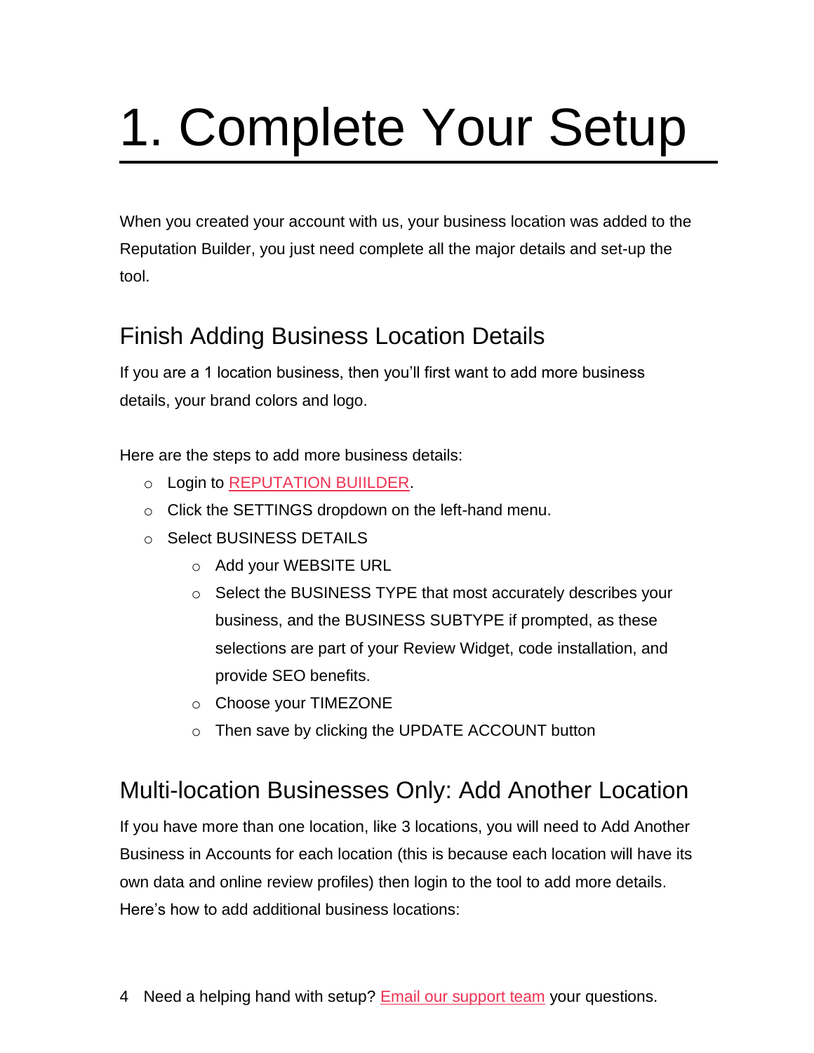# 1. Complete Your Setup

When you created your account with us, your business location was added to the Reputation Builder, you just need complete all the major details and set-up the tool.

## Finish Adding Business Location Details

If you are a 1 location business, then you'll first want to add more business details, your brand colors and logo.

Here are the steps to add more business details:

- Login to REPUTATION BUIILDER.
- Click the SETTINGS dropdown on the left-hand menu.
- Select BUSINESS DETAILS
  - Add your WEBSITE URL
  - Select the BUSINESS TYPE that most accurately describes your business, and the BUSINESS SUBTYPE if prompted, as these selections are part of your Review Widget, code installation, and provide SEO benefits.
  - Choose your TIMEZONE
  - Then save by clicking the UPDATE ACCOUNT button

## Multi-location Businesses Only: Add Another Location

If you have more than one location, like 3 locations, you will need to Add Another Business in Accounts for each location (this is because each location will have its own data and online review profiles) then login to the tool to add more details. Here's how to add additional business locations: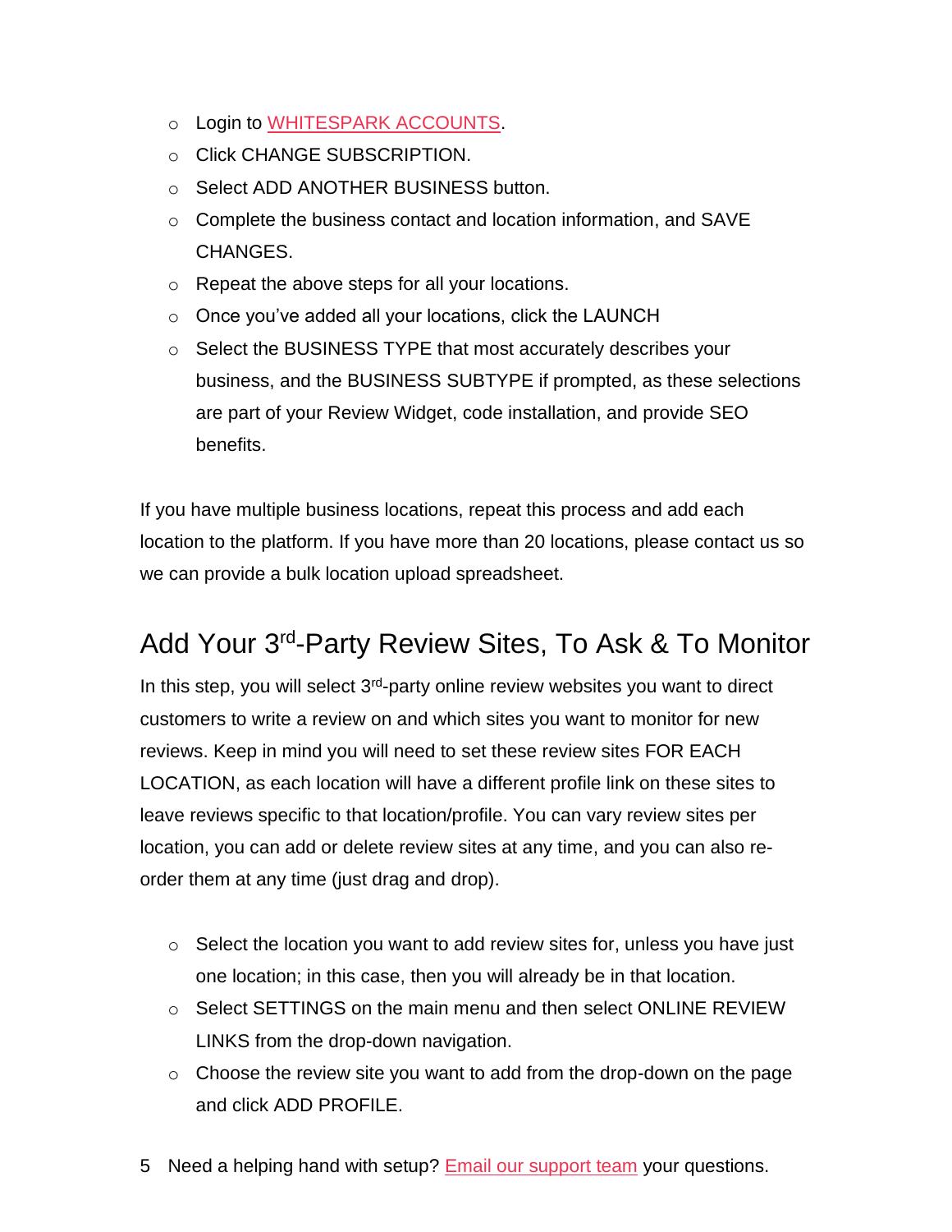- Login to WHITESPARK ACCOUNTS.
- Click CHANGE SUBSCRIPTION.
- Select ADD ANOTHER BUSINESS button.
- Complete the business contact and location information, and SAVE CHANGES.
- Repeat the above steps for all your locations.
- Once you've added all your locations, click the LAUNCH
- Select the BUSINESS TYPE that most accurately describes your business, and the BUSINESS SUBTYPE if prompted, as these selections are part of your Review Widget, code installation, and provide SEO benefits.

If you have multiple business locations, repeat this process and add each location to the platform. If you have more than 20 locations, please contact us so we can provide a bulk location upload spreadsheet.

## Add Your 3rd-Party Review Sites, To Ask & To Monitor

In this step, you will select 3rd-party online review websites you want to direct customers to write a review on and which sites you want to monitor for new reviews. Keep in mind you will need to set these review sites FOR EACH LOCATION, as each location will have a different profile link on these sites to leave reviews specific to that location/profile. You can vary review sites per location, you can add or delete review sites at any time, and you can also re-order them at any time (just drag and drop).

- Select the location you want to add review sites for, unless you have just one location; in this case, then you will already be in that location.
- Select SETTINGS on the main menu and then select ONLINE REVIEW LINKS from the drop-down navigation.
- Choose the review site you want to add from the drop-down on the page and click ADD PROFILE.

Need a helping hand with setup? Email our support team your questions.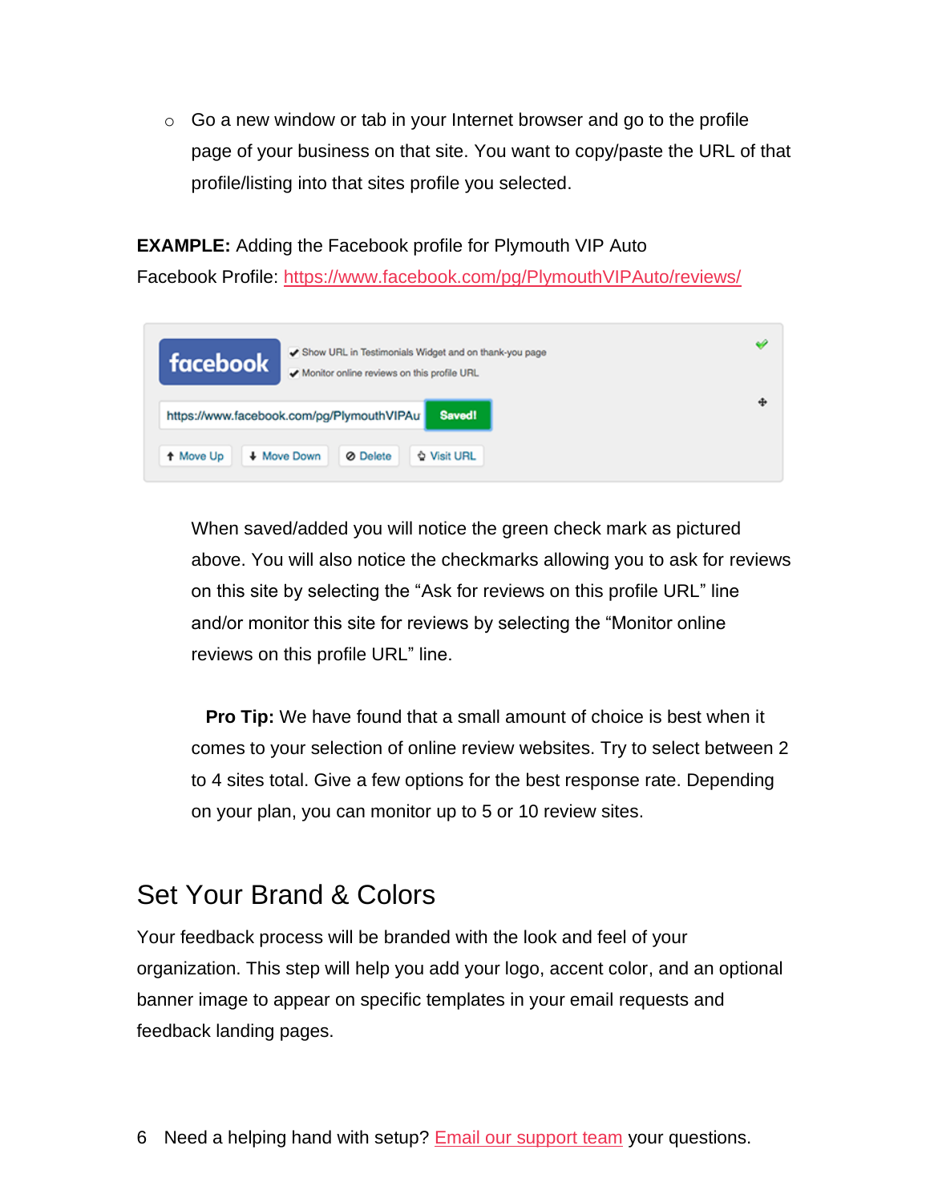- Go a new window or tab in your Internet browser and go to the profile page of your business on that site. You want to copy/paste the URL of that profile/listing into that sites profile you selected.

**EXAMPLE:** Adding the Facebook profile for Plymouth VIP Auto
Facebook Profile: https://www.facebook.com/pg/PlymouthVIPAuto/reviews/

When saved/added you will notice the green check mark as pictured above. You will also notice the checkmarks allowing you to ask for reviews on this site by selecting the "Ask for reviews on this profile URL" line and/or monitor this site for reviews by selecting the "Monitor online reviews on this profile URL" line.

**Pro Tip:** We have found that a small amount of choice is best when it comes to your selection of online review websites. Try to select between 2 to 4 sites total. Give a few options for the best response rate. Depending on your plan, you can monitor up to 5 or 10 review sites.

## Set Your Brand & Colors

Your feedback process will be branded with the look and feel of your organization. This step will help you add your logo, accent color, and an optional banner image to appear on specific templates in your email requests and feedback landing pages.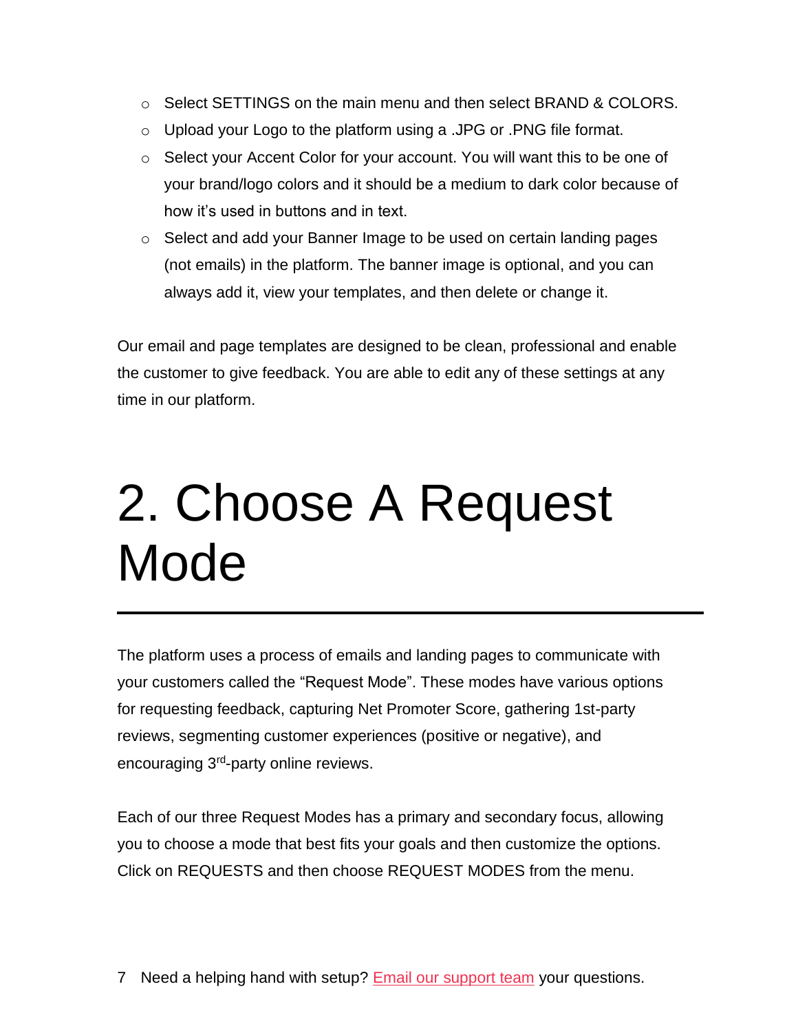- Select SETTINGS on the main menu and then select BRAND & COLORS.
- Upload your Logo to the platform using a .JPG or .PNG file format.
- Select your Accent Color for your account. You will want this to be one of your brand/logo colors and it should be a medium to dark color because of how it's used in buttons and in text.
- Select and add your Banner Image to be used on certain landing pages (not emails) in the platform. The banner image is optional, and you can always add it, view your templates, and then delete or change it.

Our email and page templates are designed to be clean, professional and enable the customer to give feedback. You are able to edit any of these settings at any time in our platform.

# 2. Choose A Request Mode

The platform uses a process of emails and landing pages to communicate with your customers called the "Request Mode". These modes have various options for requesting feedback, capturing Net Promoter Score, gathering 1st-party reviews, segmenting customer experiences (positive or negative), and encouraging 3rd-party online reviews.

Each of our three Request Modes has a primary and secondary focus, allowing you to choose a mode that best fits your goals and then customize the options. Click on REQUESTS and then choose REQUEST MODES from the menu.

Need a helping hand with setup? Email our support team your questions.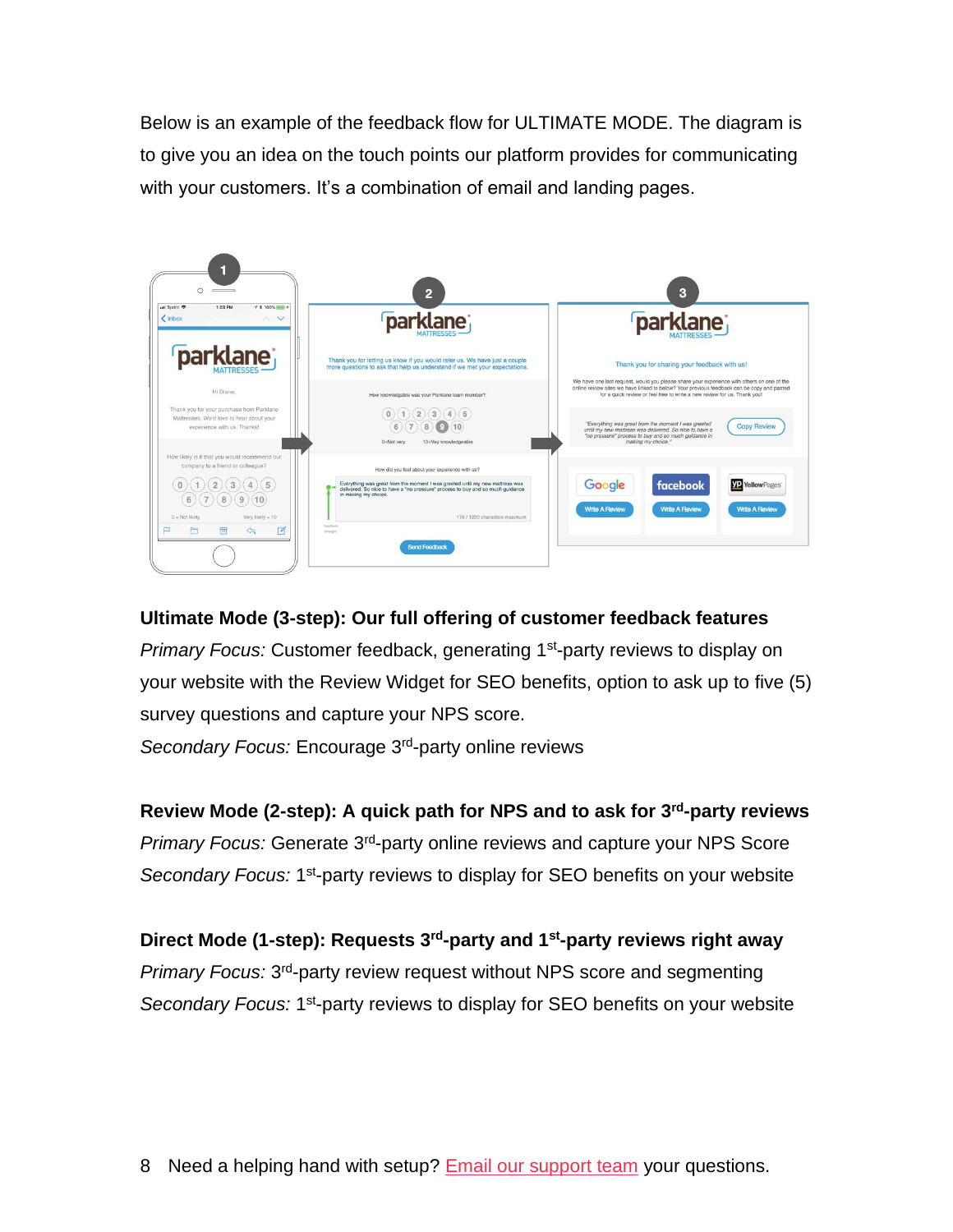Below is an example of the feedback flow for ULTIMATE MODE. The diagram is to give you an idea on the touch points our platform provides for communicating with your customers. It's a combination of email and landing pages.

**Ultimate Mode (3-step): Our full offering of customer feedback features**
*Primary Focus:* Customer feedback, generating 1st-party reviews to display on your website with the Review Widget for SEO benefits, option to ask up to five (5) survey questions and capture your NPS score.
*Secondary Focus:* Encourage 3rd-party online reviews

**Review Mode (2-step): A quick path for NPS and to ask for 3rd-party reviews**
*Primary Focus:* Generate 3rd-party online reviews and capture your NPS Score
*Secondary Focus:* 1st-party reviews to display for SEO benefits on your website

**Direct Mode (1-step): Requests 3rd-party and 1st-party reviews right away**
*Primary Focus:* 3rd-party review request without NPS score and segmenting
*Secondary Focus:* 1st-party reviews to display for SEO benefits on your website

Need a helping hand with setup? Email our support team your questions.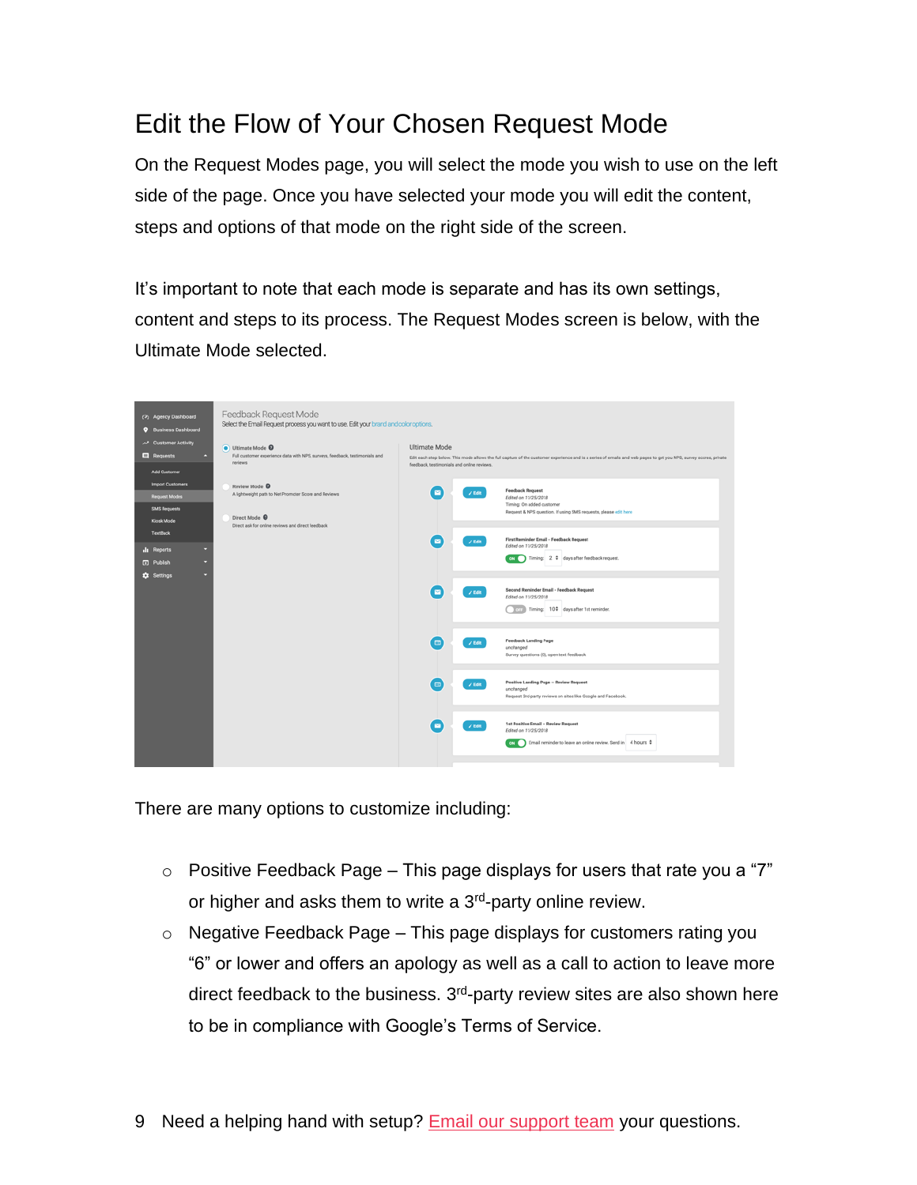# Edit the Flow of Your Chosen Request Mode

On the Request Modes page, you will select the mode you wish to use on the left side of the page. Once you have selected your mode you will edit the content, steps and options of that mode on the right side of the screen.

It's important to note that each mode is separate and has its own settings, content and steps to its process. The Request Modes screen is below, with the Ultimate Mode selected.

There are many options to customize including:

- Positive Feedback Page – This page displays for users that rate you a "7" or higher and asks them to write a 3rd-party online review.
- Negative Feedback Page – This page displays for customers rating you "6" or lower and offers an apology as well as a call to action to leave more direct feedback to the business. 3rd-party review sites are also shown here to be in compliance with Google's Terms of Service.

Need a helping hand with setup? Email our support team your questions.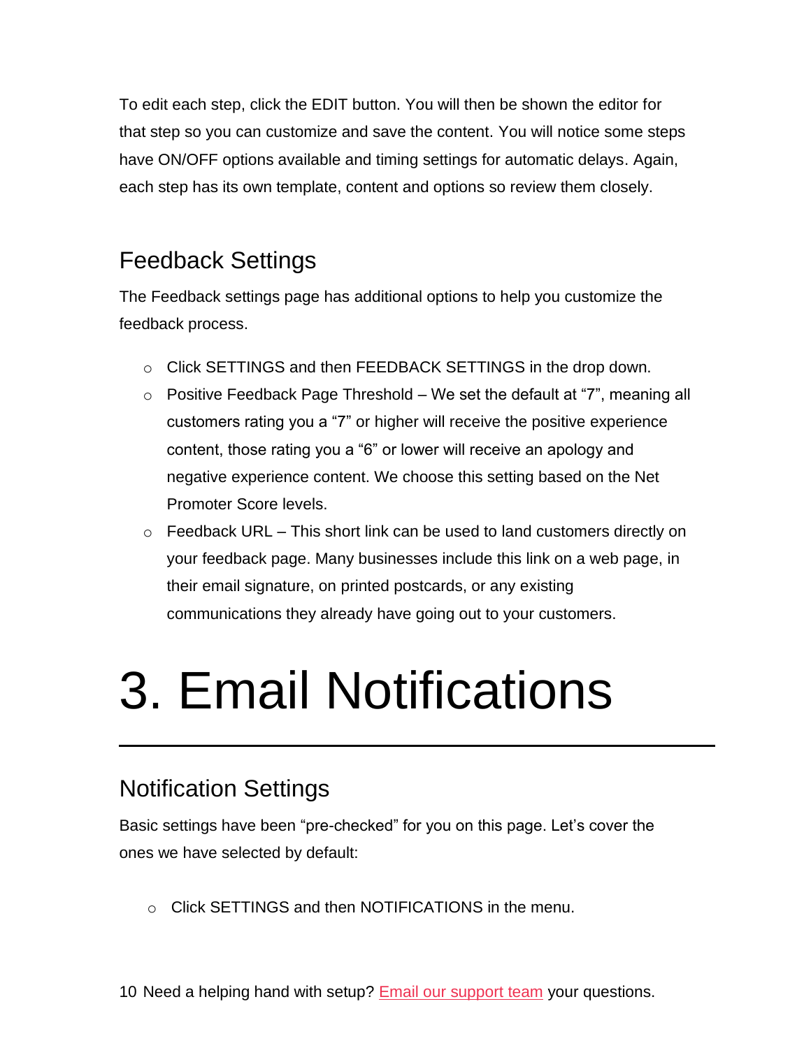To edit each step, click the EDIT button. You will then be shown the editor for that step so you can customize and save the content. You will notice some steps have ON/OFF options available and timing settings for automatic delays. Again, each step has its own template, content and options so review them closely.

## Feedback Settings

The Feedback settings page has additional options to help you customize the feedback process.

- Click SETTINGS and then FEEDBACK SETTINGS in the drop down.
- Positive Feedback Page Threshold – We set the default at "7", meaning all customers rating you a "7" or higher will receive the positive experience content, those rating you a "6" or lower will receive an apology and negative experience content. We choose this setting based on the Net Promoter Score levels.
- Feedback URL – This short link can be used to land customers directly on your feedback page. Many businesses include this link on a web page, in their email signature, on printed postcards, or any existing communications they already have going out to your customers.

# 3. Email Notifications

## Notification Settings

Basic settings have been "pre-checked" for you on this page. Let's cover the ones we have selected by default:

- Click SETTINGS and then NOTIFICATIONS in the menu.

Need a helping hand with setup? Email our support team your questions.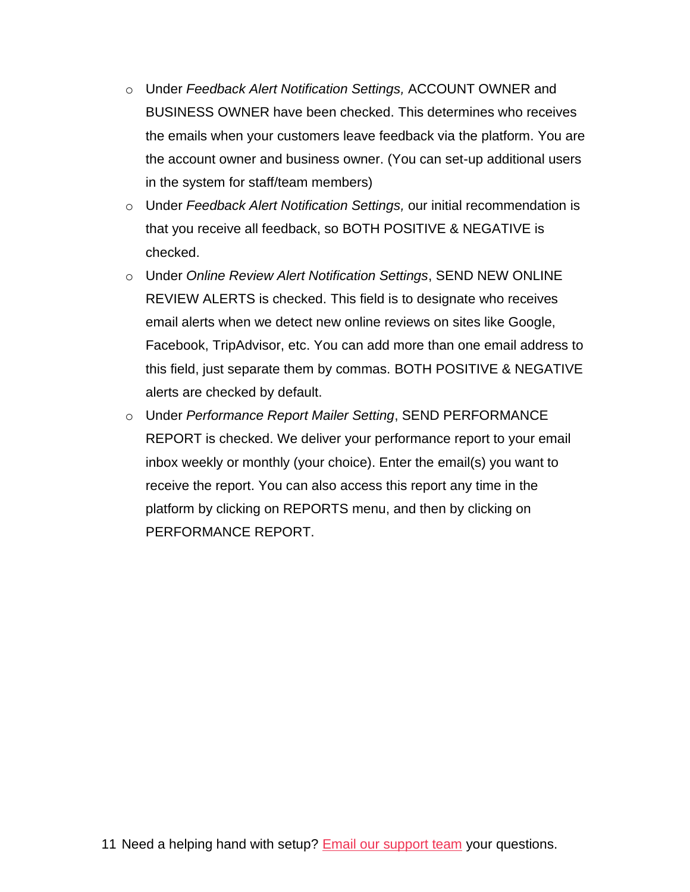- Under *Feedback Alert Notification Settings,* ACCOUNT OWNER and BUSINESS OWNER have been checked. This determines who receives the emails when your customers leave feedback via the platform. You are the account owner and business owner. (You can set-up additional users in the system for staff/team members)
- Under *Feedback Alert Notification Settings,* our initial recommendation is that you receive all feedback, so BOTH POSITIVE & NEGATIVE is checked.
- Under *Online Review Alert Notification Settings*, SEND NEW ONLINE REVIEW ALERTS is checked. This field is to designate who receives email alerts when we detect new online reviews on sites like Google, Facebook, TripAdvisor, etc. You can add more than one email address to this field, just separate them by commas. BOTH POSITIVE & NEGATIVE alerts are checked by default.
- Under *Performance Report Mailer Setting*, SEND PERFORMANCE REPORT is checked. We deliver your performance report to your email inbox weekly or monthly (your choice). Enter the email(s) you want to receive the report. You can also access this report any time in the platform by clicking on REPORTS menu, and then by clicking on PERFORMANCE REPORT.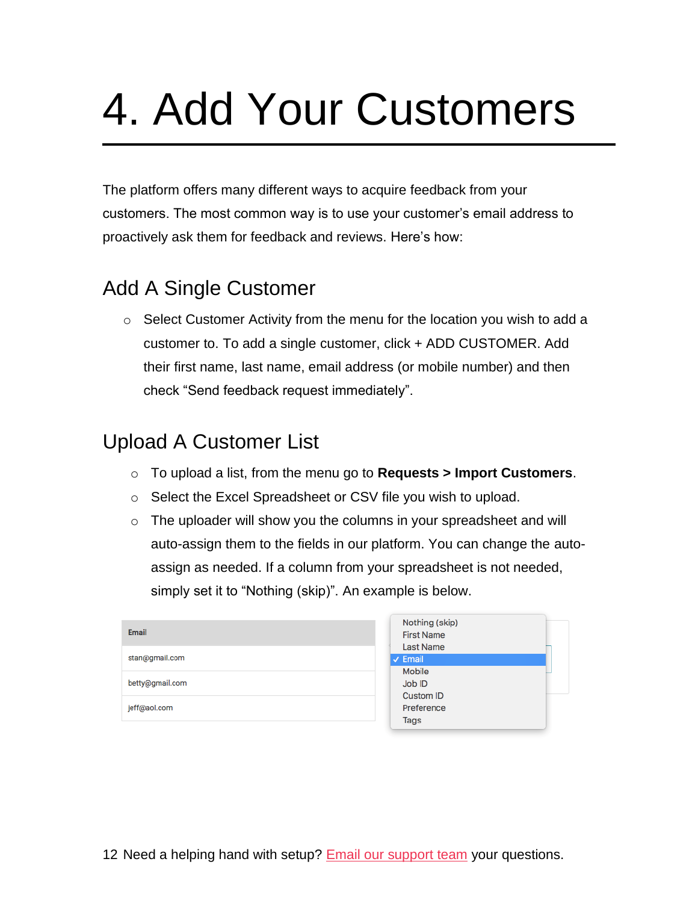# 4. Add Your Customers

The platform offers many different ways to acquire feedback from your customers. The most common way is to use your customer's email address to proactively ask them for feedback and reviews. Here's how:

## Add A Single Customer

- Select Customer Activity from the menu for the location you wish to add a customer to. To add a single customer, click + ADD CUSTOMER. Add their first name, last name, email address (or mobile number) and then check "Send feedback request immediately".

## Upload A Customer List

- To upload a list, from the menu go to **Requests > Import Customers**.
- Select the Excel Spreadsheet or CSV file you wish to upload.
- The uploader will show you the columns in your spreadsheet and will auto-assign them to the fields in our platform. You can change the auto-assign as needed. If a column from your spreadsheet is not needed, simply set it to "Nothing (skip)". An example is below.

| Email |
| --- |
| stan@gmail.com |
| betty@gmail.com |
| jeff@aol.com |

Nothing (skip)
First Name
Last Name
✓ Email
Mobile
Job ID
Custom ID
Preference
Tags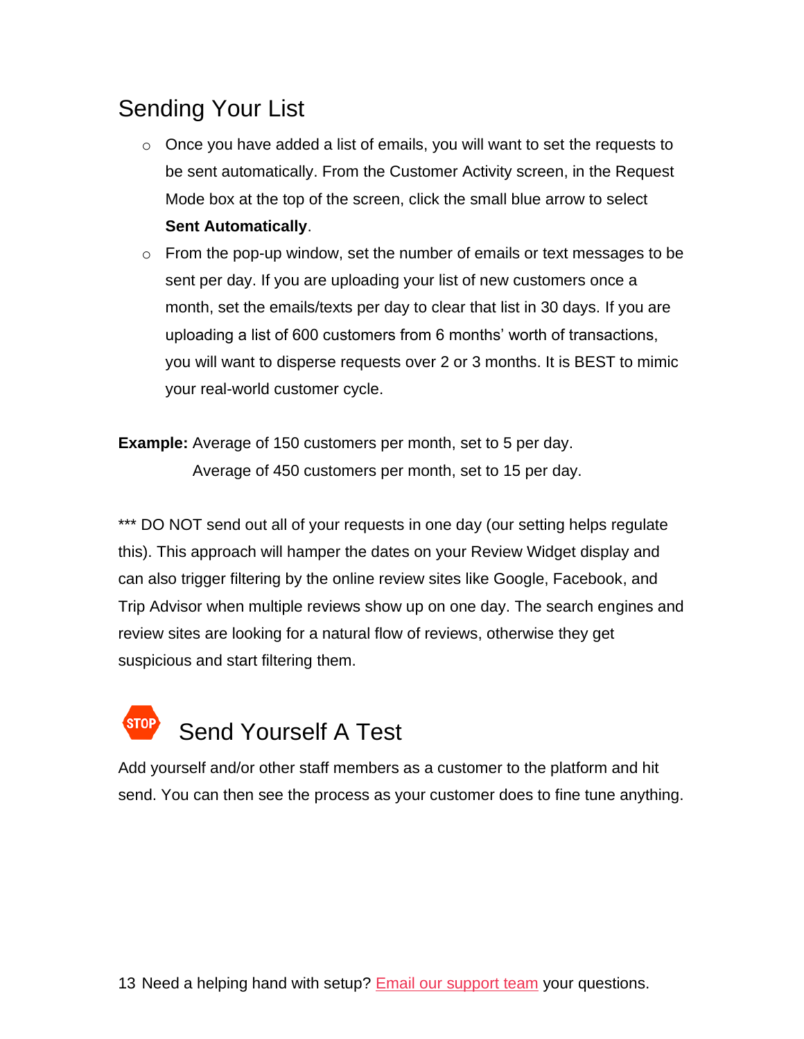## Sending Your List

- Once you have added a list of emails, you will want to set the requests to be sent automatically. From the Customer Activity screen, in the Request Mode box at the top of the screen, click the small blue arrow to select **Sent Automatically**.
- From the pop-up window, set the number of emails or text messages to be sent per day. If you are uploading your list of new customers once a month, set the emails/texts per day to clear that list in 30 days. If you are uploading a list of 600 customers from 6 months' worth of transactions, you will want to disperse requests over 2 or 3 months. It is BEST to mimic your real-world customer cycle.

**Example:** Average of 150 customers per month, set to 5 per day.
Average of 450 customers per month, set to 15 per day.

*** DO NOT send out all of your requests in one day (our setting helps regulate this). This approach will hamper the dates on your Review Widget display and can also trigger filtering by the online review sites like Google, Facebook, and Trip Advisor when multiple reviews show up on one day. The search engines and review sites are looking for a natural flow of reviews, otherwise they get suspicious and start filtering them.

## STOP Send Yourself A Test

Add yourself and/or other staff members as a customer to the platform and hit send. You can then see the process as your customer does to fine tune anything.

Need a helping hand with setup? Email our support team your questions.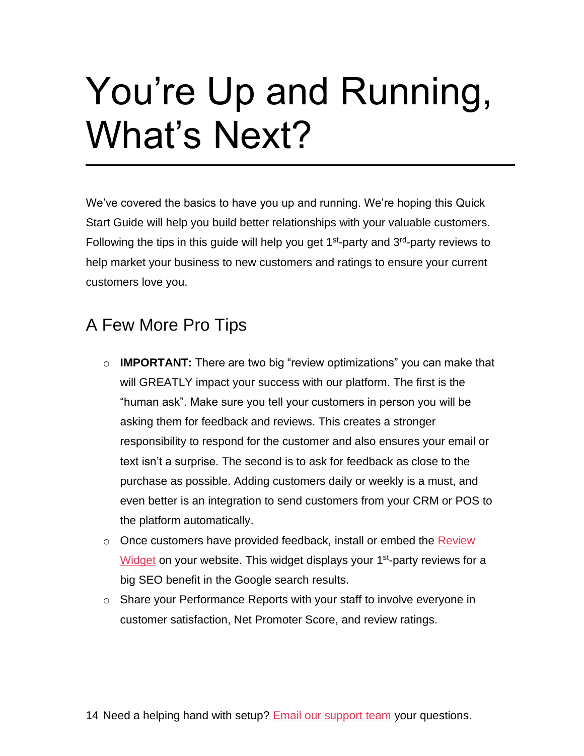# You're Up and Running, What's Next?

We've covered the basics to have you up and running. We're hoping this Quick Start Guide will help you build better relationships with your valuable customers. Following the tips in this guide will help you get 1st-party and 3rd-party reviews to help market your business to new customers and ratings to ensure your current customers love you.

## A Few More Pro Tips

- **IMPORTANT:** There are two big "review optimizations" you can make that will GREATLY impact your success with our platform. The first is the "human ask". Make sure you tell your customers in person you will be asking them for feedback and reviews. This creates a stronger responsibility to respond for the customer and also ensures your email or text isn't a surprise. The second is to ask for feedback as close to the purchase as possible. Adding customers daily or weekly is a must, and even better is an integration to send customers from your CRM or POS to the platform automatically.
- Once customers have provided feedback, install or embed the Review Widget on your website. This widget displays your 1st-party reviews for a big SEO benefit in the Google search results.
- Share your Performance Reports with your staff to involve everyone in customer satisfaction, Net Promoter Score, and review ratings.

Need a helping hand with setup? Email our support team your questions.